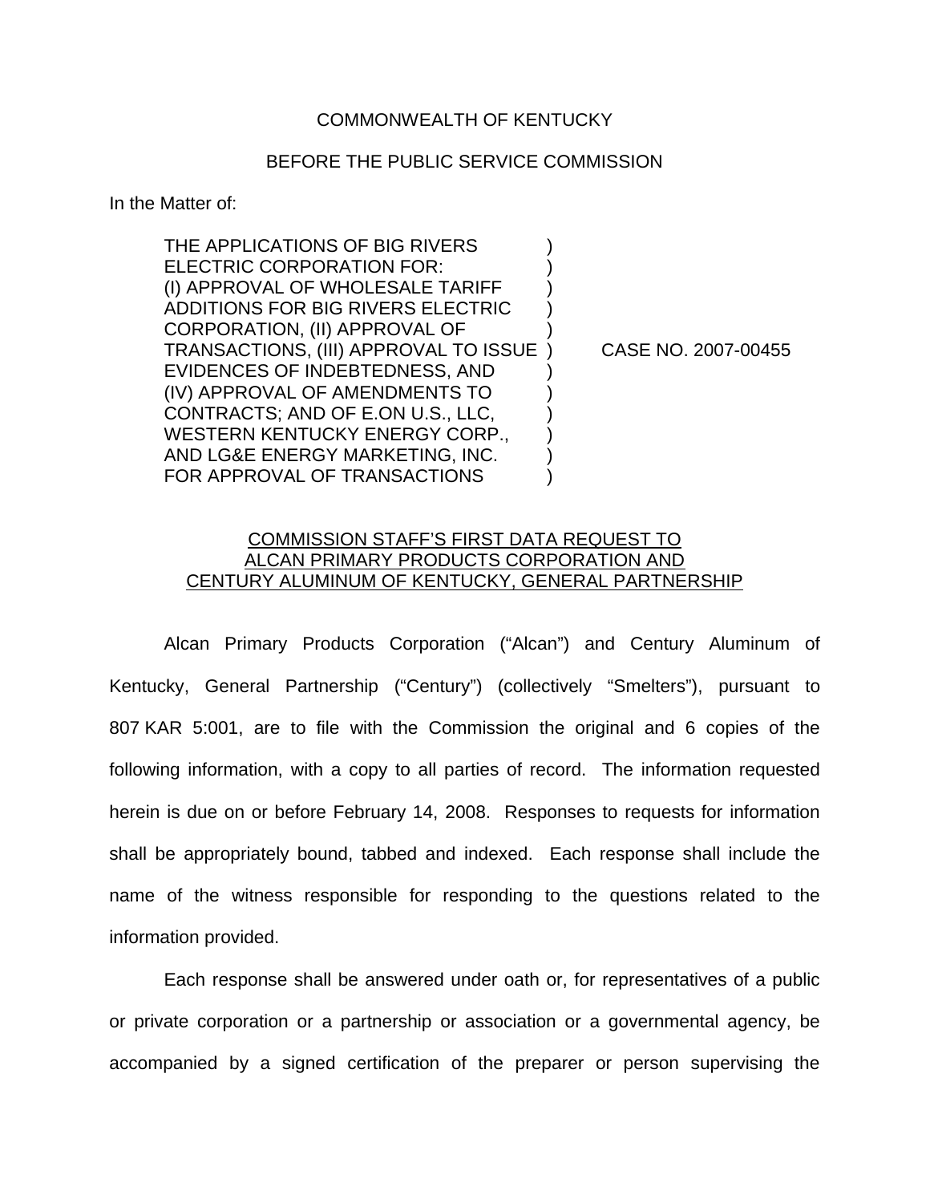COMMONWEALTH OF KENTUCKY

BEFORE THE PUBLIC SERVICE COMMISSION

In the Matter of:

| | | |
|---|---|---|
| THE APPLICATIONS OF BIG RIVERS ELECTRIC CORPORATION FOR: (I) APPROVAL OF WHOLESALE TARIFF ADDITIONS FOR BIG RIVERS ELECTRIC CORPORATION, (II) APPROVAL OF TRANSACTIONS, (III) APPROVAL TO ISSUE EVIDENCES OF INDEBTEDNESS, AND (IV) APPROVAL OF AMENDMENTS TO CONTRACTS; AND OF E.ON U.S., LLC, WESTERN KENTUCKY ENERGY CORP., AND LG&E ENERGY MARKETING, INC. FOR APPROVAL OF TRANSACTIONS | ) | CASE NO. 2007-00455 |

COMMISSION STAFF'S FIRST DATA REQUEST TO ALCAN PRIMARY PRODUCTS CORPORATION AND CENTURY ALUMINUM OF KENTUCKY, GENERAL PARTNERSHIP

Alcan Primary Products Corporation ("Alcan") and Century Aluminum of Kentucky, General Partnership ("Century") (collectively "Smelters"), pursuant to 807 KAR 5:001, are to file with the Commission the original and 6 copies of the following information, with a copy to all parties of record. The information requested herein is due on or before February 14, 2008. Responses to requests for information shall be appropriately bound, tabbed and indexed. Each response shall include the name of the witness responsible for responding to the questions related to the information provided.

Each response shall be answered under oath or, for representatives of a public or private corporation or a partnership or association or a governmental agency, be accompanied by a signed certification of the preparer or person supervising the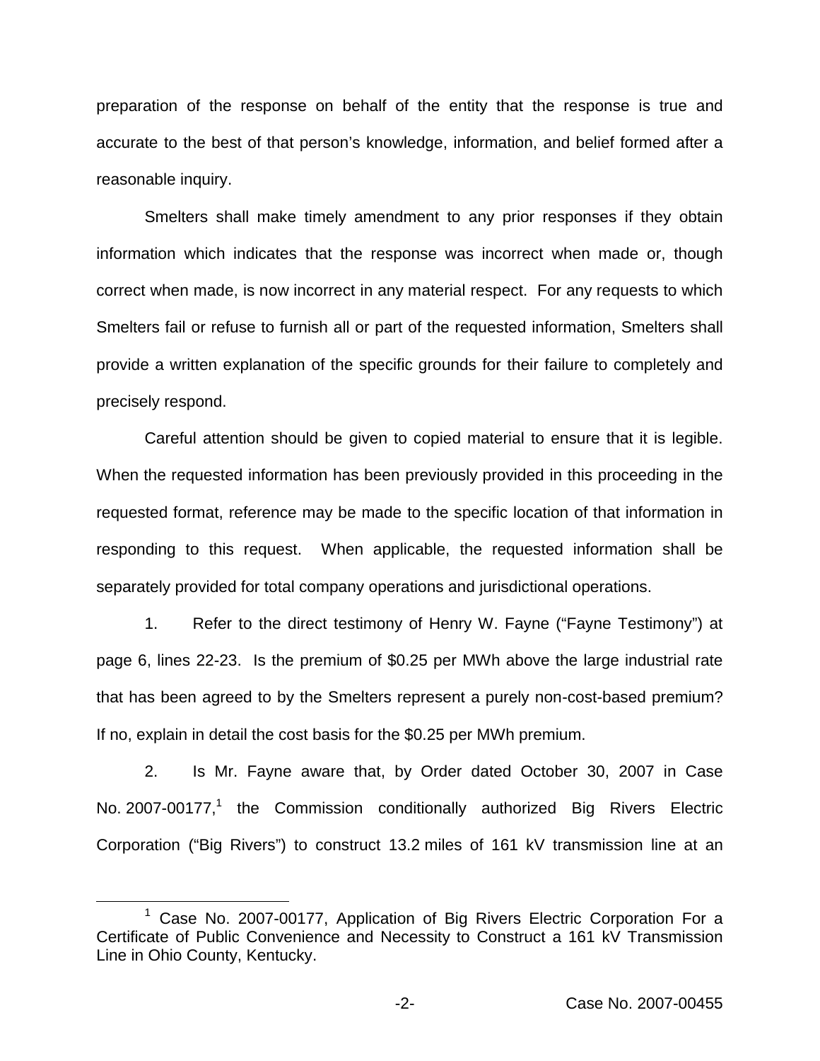preparation of the response on behalf of the entity that the response is true and accurate to the best of that person's knowledge, information, and belief formed after a reasonable inquiry.

Smelters shall make timely amendment to any prior responses if they obtain information which indicates that the response was incorrect when made or, though correct when made, is now incorrect in any material respect. For any requests to which Smelters fail or refuse to furnish all or part of the requested information, Smelters shall provide a written explanation of the specific grounds for their failure to completely and precisely respond.

Careful attention should be given to copied material to ensure that it is legible. When the requested information has been previously provided in this proceeding in the requested format, reference may be made to the specific location of that information in responding to this request. When applicable, the requested information shall be separately provided for total company operations and jurisdictional operations.

1. Refer to the direct testimony of Henry W. Fayne ("Fayne Testimony") at page 6, lines 22-23. Is the premium of $0.25 per MWh above the large industrial rate that has been agreed to by the Smelters represent a purely non-cost-based premium? If no, explain in detail the cost basis for the $0.25 per MWh premium.

2. Is Mr. Fayne aware that, by Order dated October 30, 2007 in Case No. 2007-00177,[1] the Commission conditionally authorized Big Rivers Electric Corporation ("Big Rivers") to construct 13.2 miles of 161 kV transmission line at an

[1] Case No. 2007-00177, Application of Big Rivers Electric Corporation For a Certificate of Public Convenience and Necessity to Construct a 161 kV Transmission Line in Ohio County, Kentucky.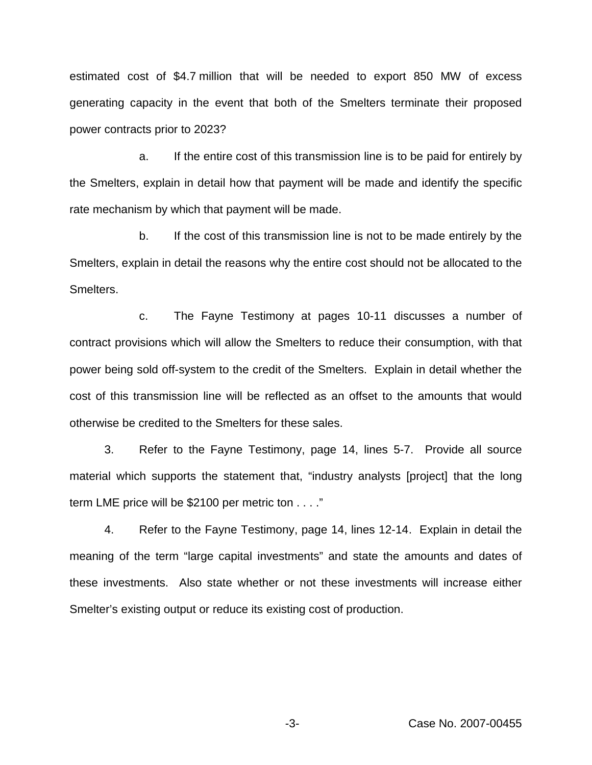estimated cost of $4.7 million that will be needed to export 850 MW of excess generating capacity in the event that both of the Smelters terminate their proposed power contracts prior to 2023?

a. If the entire cost of this transmission line is to be paid for entirely by the Smelters, explain in detail how that payment will be made and identify the specific rate mechanism by which that payment will be made.

b. If the cost of this transmission line is not to be made entirely by the Smelters, explain in detail the reasons why the entire cost should not be allocated to the Smelters.

c. The Fayne Testimony at pages 10-11 discusses a number of contract provisions which will allow the Smelters to reduce their consumption, with that power being sold off-system to the credit of the Smelters. Explain in detail whether the cost of this transmission line will be reflected as an offset to the amounts that would otherwise be credited to the Smelters for these sales.

3. Refer to the Fayne Testimony, page 14, lines 5-7. Provide all source material which supports the statement that, "industry analysts [project] that the long term LME price will be $2100 per metric ton . . . ."

4. Refer to the Fayne Testimony, page 14, lines 12-14. Explain in detail the meaning of the term "large capital investments" and state the amounts and dates of these investments. Also state whether or not these investments will increase either Smelter's existing output or reduce its existing cost of production.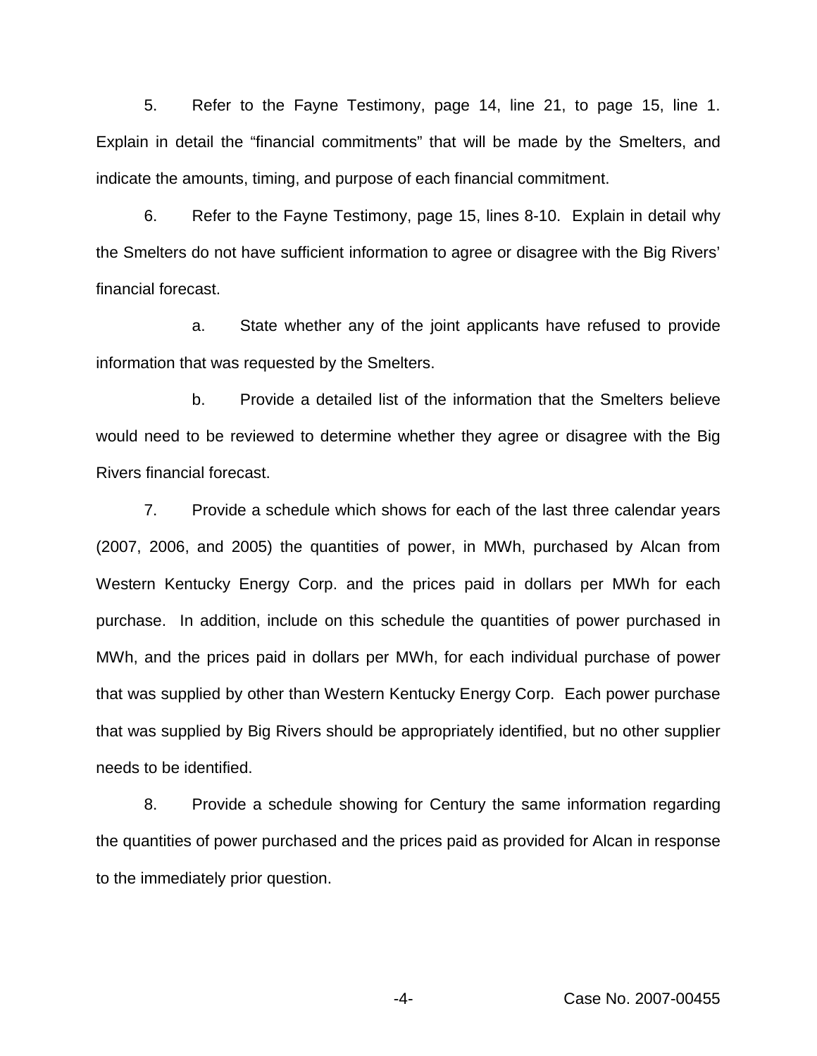5. Refer to the Fayne Testimony, page 14, line 21, to page 15, line 1. Explain in detail the "financial commitments" that will be made by the Smelters, and indicate the amounts, timing, and purpose of each financial commitment.

6. Refer to the Fayne Testimony, page 15, lines 8-10. Explain in detail why the Smelters do not have sufficient information to agree or disagree with the Big Rivers' financial forecast.

a. State whether any of the joint applicants have refused to provide information that was requested by the Smelters.

b. Provide a detailed list of the information that the Smelters believe would need to be reviewed to determine whether they agree or disagree with the Big Rivers financial forecast.

7. Provide a schedule which shows for each of the last three calendar years (2007, 2006, and 2005) the quantities of power, in MWh, purchased by Alcan from Western Kentucky Energy Corp. and the prices paid in dollars per MWh for each purchase. In addition, include on this schedule the quantities of power purchased in MWh, and the prices paid in dollars per MWh, for each individual purchase of power that was supplied by other than Western Kentucky Energy Corp. Each power purchase that was supplied by Big Rivers should be appropriately identified, but no other supplier needs to be identified.

8. Provide a schedule showing for Century the same information regarding the quantities of power purchased and the prices paid as provided for Alcan in response to the immediately prior question.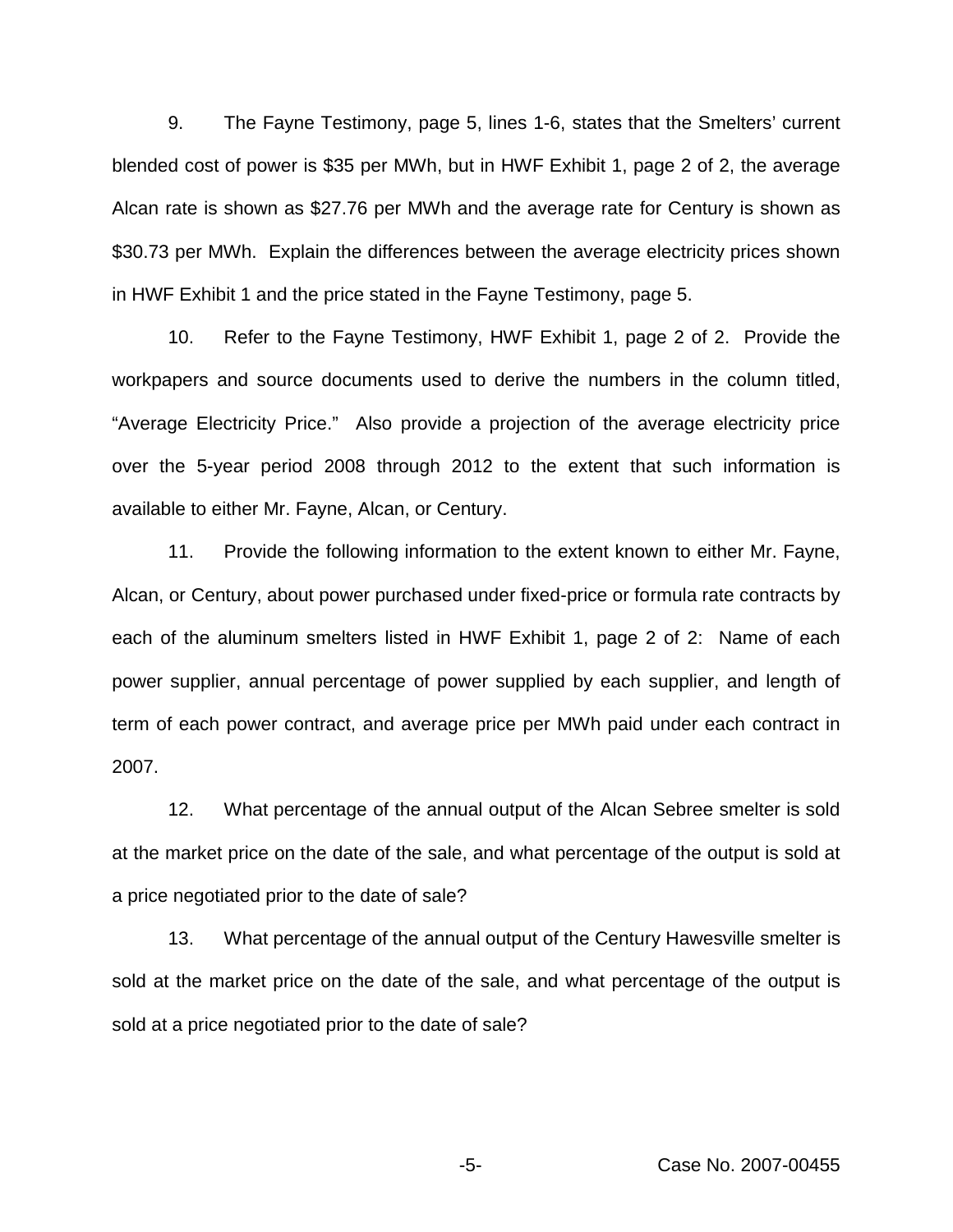9. The Fayne Testimony, page 5, lines 1-6, states that the Smelters' current blended cost of power is $35 per MWh, but in HWF Exhibit 1, page 2 of 2, the average Alcan rate is shown as $27.76 per MWh and the average rate for Century is shown as $30.73 per MWh. Explain the differences between the average electricity prices shown in HWF Exhibit 1 and the price stated in the Fayne Testimony, page 5.

10. Refer to the Fayne Testimony, HWF Exhibit 1, page 2 of 2. Provide the workpapers and source documents used to derive the numbers in the column titled, "Average Electricity Price." Also provide a projection of the average electricity price over the 5-year period 2008 through 2012 to the extent that such information is available to either Mr. Fayne, Alcan, or Century.

11. Provide the following information to the extent known to either Mr. Fayne, Alcan, or Century, about power purchased under fixed-price or formula rate contracts by each of the aluminum smelters listed in HWF Exhibit 1, page 2 of 2: Name of each power supplier, annual percentage of power supplied by each supplier, and length of term of each power contract, and average price per MWh paid under each contract in 2007.

12. What percentage of the annual output of the Alcan Sebree smelter is sold at the market price on the date of the sale, and what percentage of the output is sold at a price negotiated prior to the date of sale?

13. What percentage of the annual output of the Century Hawesville smelter is sold at the market price on the date of the sale, and what percentage of the output is sold at a price negotiated prior to the date of sale?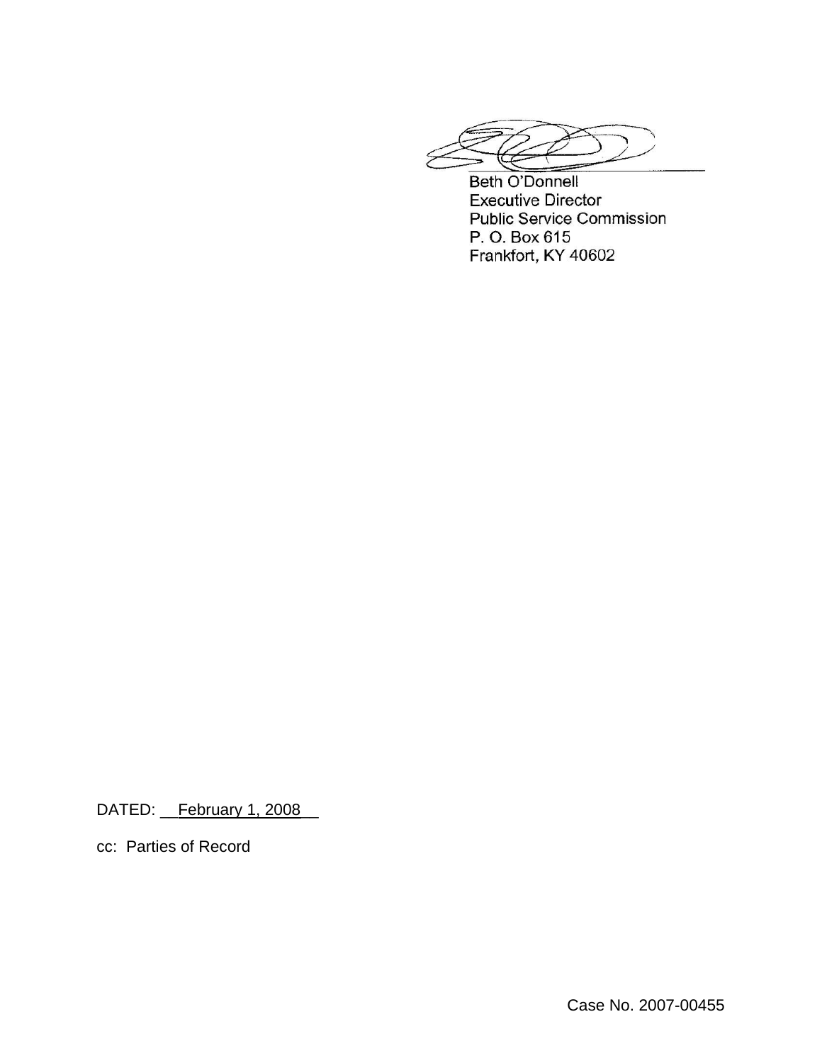Beth O'Donnell
Executive Director
Public Service Commission
P. O. Box 615
Frankfort, KY 40602

DATED: February 1, 2008

cc: Parties of Record

Case No. 2007-00455